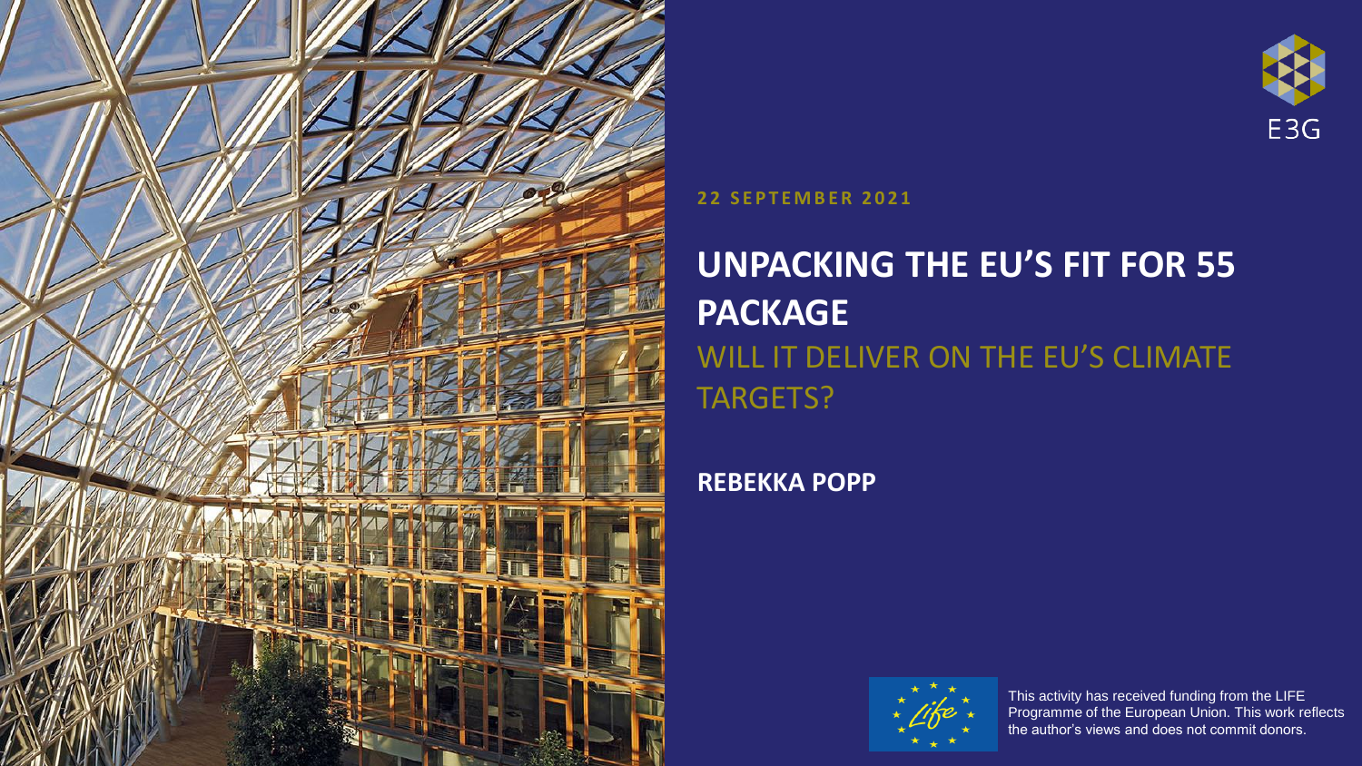E3G

**22 SEPTEMBER 2021**

# UNPACKING THE EU'S FIT FOR 55 PACKAGE

## WILL IT DELIVER ON THE EU'S CLIMATE TARGETS?

**REBEKKA POPP**

This activity has received funding from the LIFE Programme of the European Union. This work reflects the author's views and does not commit donors.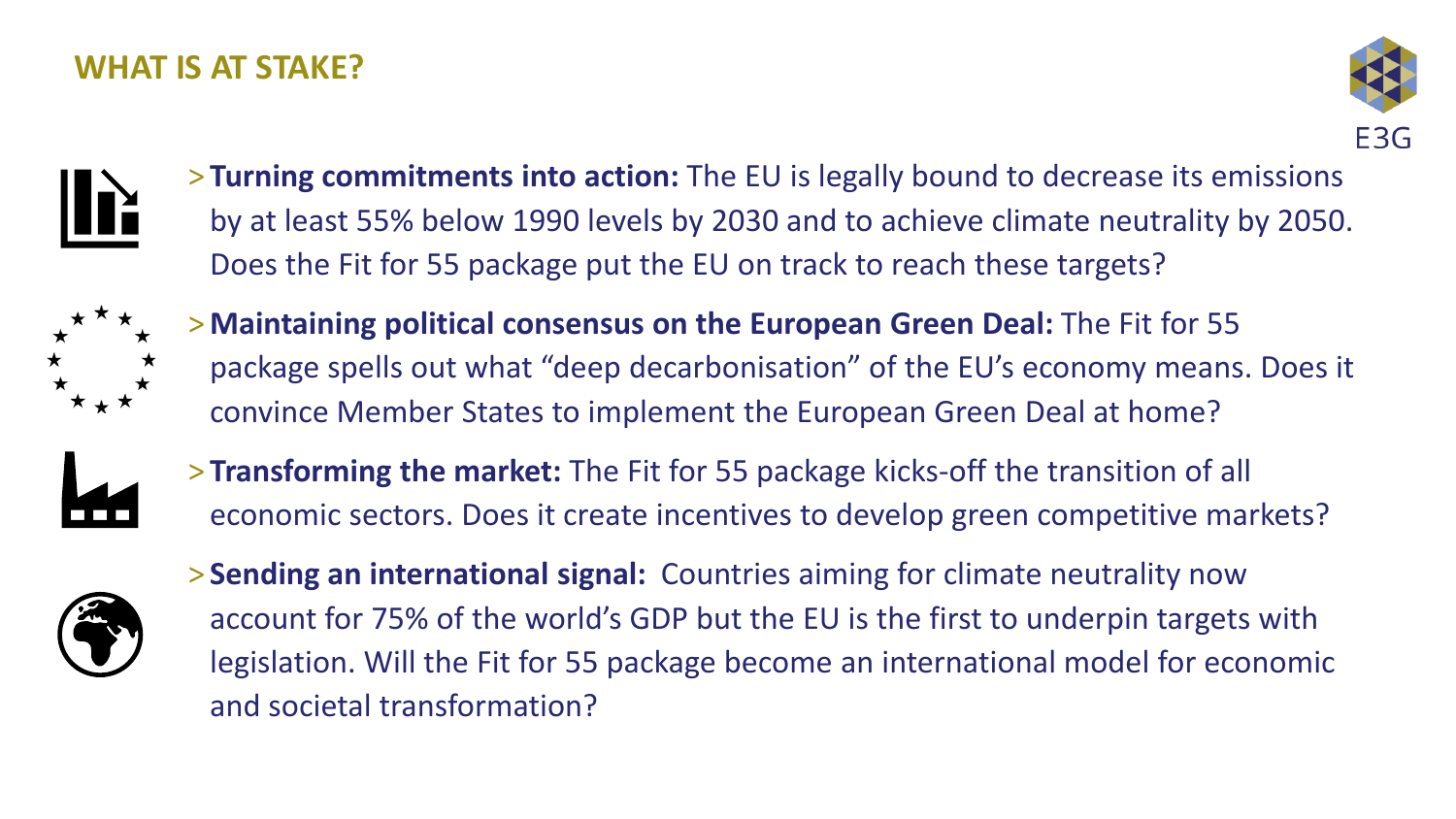## WHAT IS AT STAKE?

- **Turning commitments into action:** The EU is legally bound to decrease its emissions by at least 55% below 1990 levels by 2030 and to achieve climate neutrality by 2050. Does the Fit for 55 package put the EU on track to reach these targets?
- **Maintaining political consensus on the European Green Deal:** The Fit for 55 package spells out what "deep decarbonisation" of the EU's economy means. Does it convince Member States to implement the European Green Deal at home?
- **Transforming the market:** The Fit for 55 package kicks-off the transition of all economic sectors. Does it create incentives to develop green competitive markets?
- **Sending an international signal:** Countries aiming for climate neutrality now account for 75% of the world's GDP but the EU is the first to underpin targets with legislation. Will the Fit for 55 package become an international model for economic and societal transformation?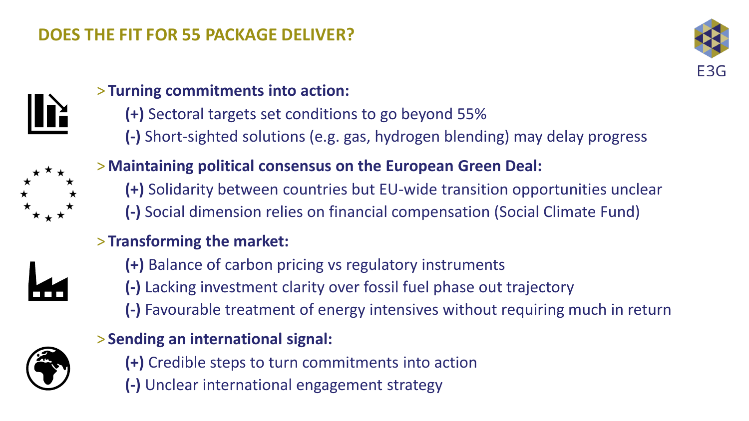# DOES THE FIT FOR 55 PACKAGE DELIVER?

E3G

- **Turning commitments into action:**
  - **(+)** Sectoral targets set conditions to go beyond 55%
  - **(-)** Short-sighted solutions (e.g. gas, hydrogen blending) may delay progress
- **Maintaining political consensus on the European Green Deal:**
  - **(+)** Solidarity between countries but EU-wide transition opportunities unclear
  - **(-)** Social dimension relies on financial compensation (Social Climate Fund)
- **Transforming the market:**
  - **(+)** Balance of carbon pricing vs regulatory instruments
  - **(-)** Lacking investment clarity over fossil fuel phase out trajectory
  - **(-)** Favourable treatment of energy intensives without requiring much in return
- **Sending an international signal:**
  - **(+)** Credible steps to turn commitments into action
  - **(-)** Unclear international engagement strategy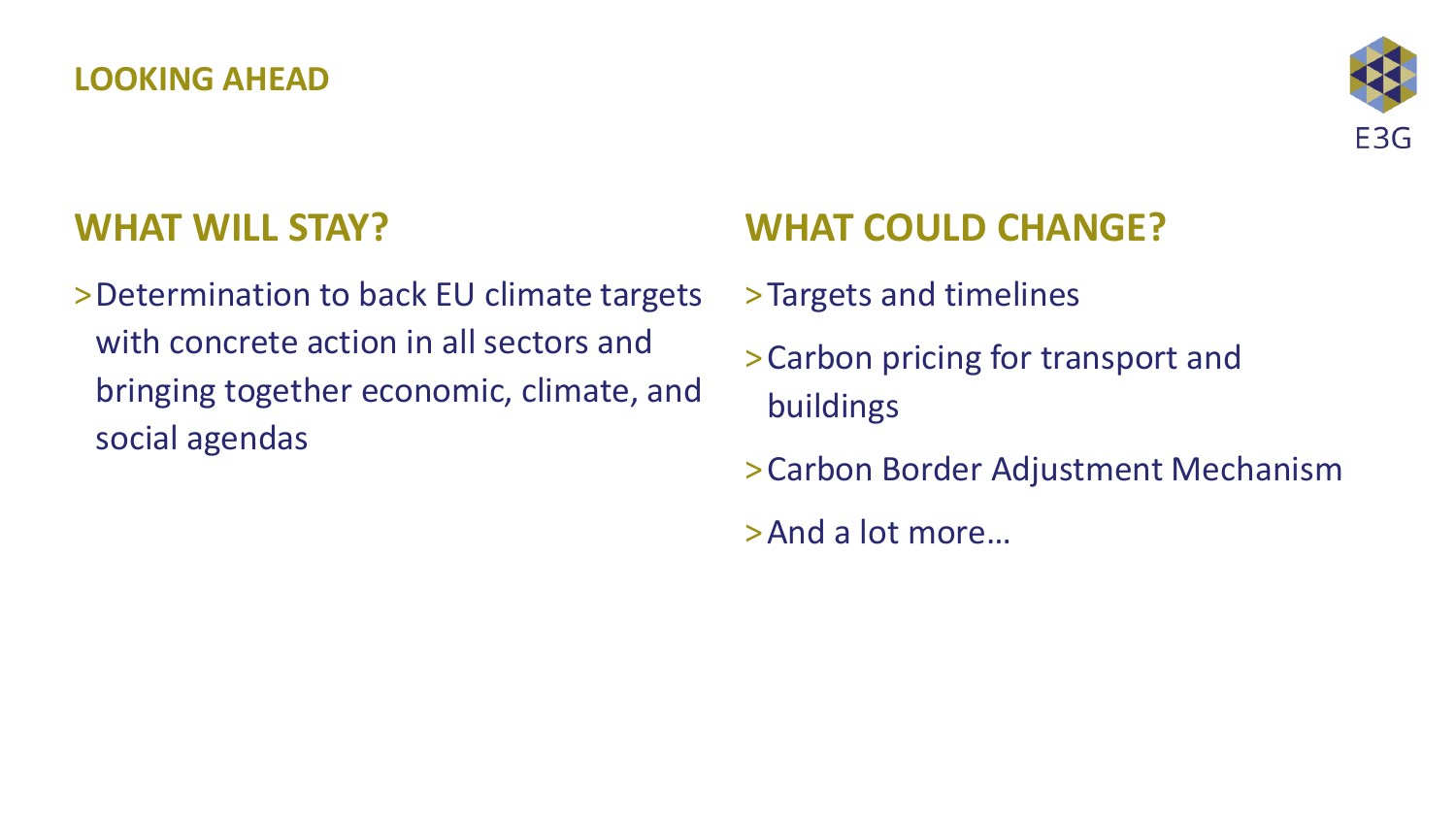# LOOKING AHEAD

## WHAT WILL STAY?

- Determination to back EU climate targets with concrete action in all sectors and bringing together economic, climate, and social agendas

## WHAT COULD CHANGE?

- Targets and timelines
- Carbon pricing for transport and buildings
- Carbon Border Adjustment Mechanism
- And a lot more…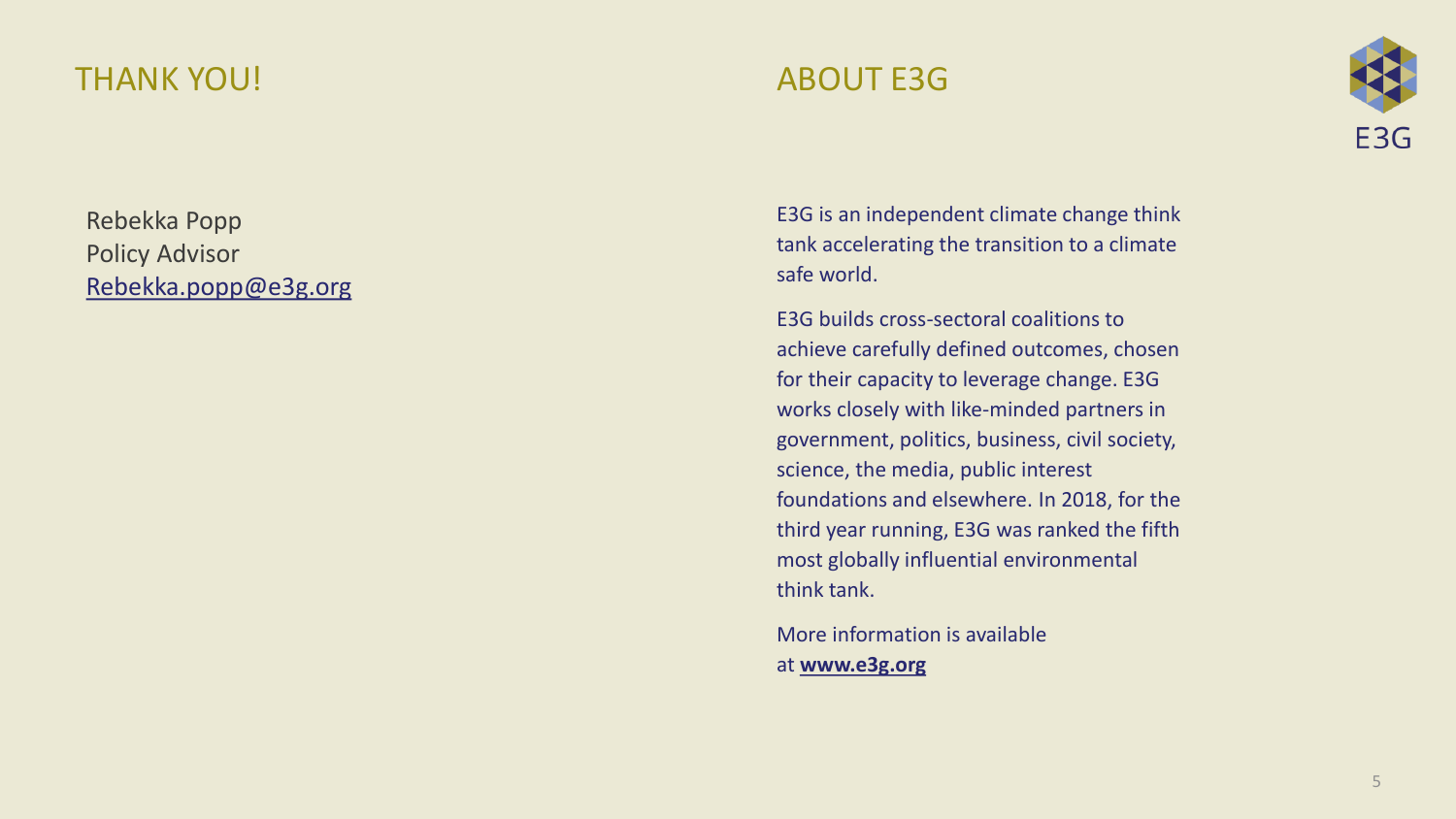## THANK YOU!

Rebekka Popp
Policy Advisor
Rebekka.popp@e3g.org

## ABOUT E3G

E3G

E3G is an independent climate change think tank accelerating the transition to a climate safe world.

E3G builds cross-sectoral coalitions to achieve carefully defined outcomes, chosen for their capacity to leverage change. E3G works closely with like-minded partners in government, politics, business, civil society, science, the media, public interest foundations and elsewhere. In 2018, for the third year running, E3G was ranked the fifth most globally influential environmental think tank.

More information is available at **www.e3g.org**